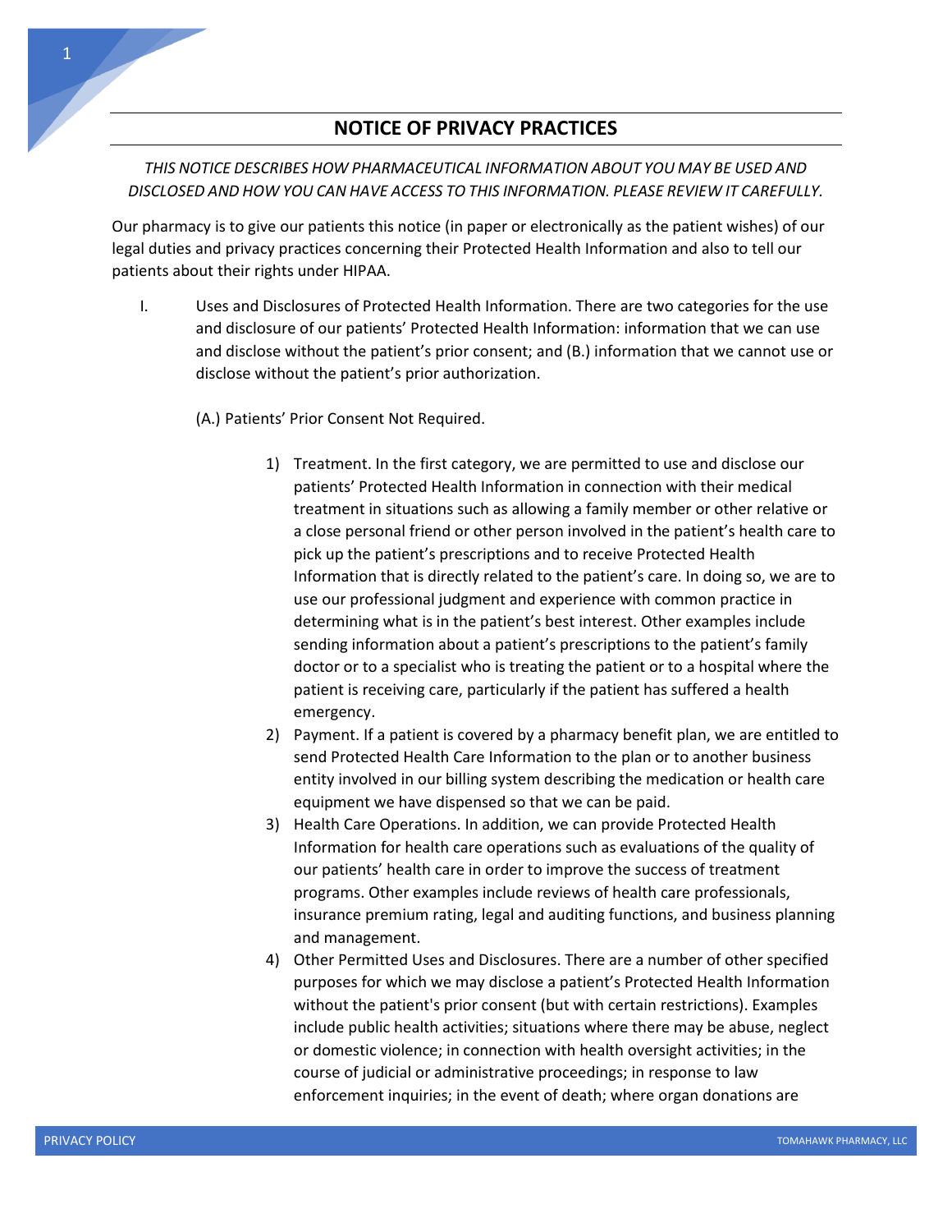# NOTICE OF PRIVACY PRACTICES

*THIS NOTICE DESCRIBES HOW PHARMACEUTICAL INFORMATION ABOUT YOU MAY BE USED AND DISCLOSED AND HOW YOU CAN HAVE ACCESS TO THIS INFORMATION. PLEASE REVIEW IT CAREFULLY.*

Our pharmacy is to give our patients this notice (in paper or electronically as the patient wishes) of our legal duties and privacy practices concerning their Protected Health Information and also to tell our patients about their rights under HIPAA.

I. Uses and Disclosures of Protected Health Information. There are two categories for the use and disclosure of our patients' Protected Health Information: information that we can use and disclose without the patient's prior consent; and (B.) information that we cannot use or disclose without the patient's prior authorization.

(A.) Patients' Prior Consent Not Required.

1) Treatment. In the first category, we are permitted to use and disclose our patients' Protected Health Information in connection with their medical treatment in situations such as allowing a family member or other relative or a close personal friend or other person involved in the patient's health care to pick up the patient's prescriptions and to receive Protected Health Information that is directly related to the patient's care. In doing so, we are to use our professional judgment and experience with common practice in determining what is in the patient's best interest. Other examples include sending information about a patient's prescriptions to the patient's family doctor or to a specialist who is treating the patient or to a hospital where the patient is receiving care, particularly if the patient has suffered a health emergency.
2) Payment. If a patient is covered by a pharmacy benefit plan, we are entitled to send Protected Health Care Information to the plan or to another business entity involved in our billing system describing the medication or health care equipment we have dispensed so that we can be paid.
3) Health Care Operations. In addition, we can provide Protected Health Information for health care operations such as evaluations of the quality of our patients' health care in order to improve the success of treatment programs. Other examples include reviews of health care professionals, insurance premium rating, legal and auditing functions, and business planning and management.
4) Other Permitted Uses and Disclosures. There are a number of other specified purposes for which we may disclose a patient's Protected Health Information without the patient's prior consent (but with certain restrictions). Examples include public health activities; situations where there may be abuse, neglect or domestic violence; in connection with health oversight activities; in the course of judicial or administrative proceedings; in response to law enforcement inquiries; in the event of death; where organ donations are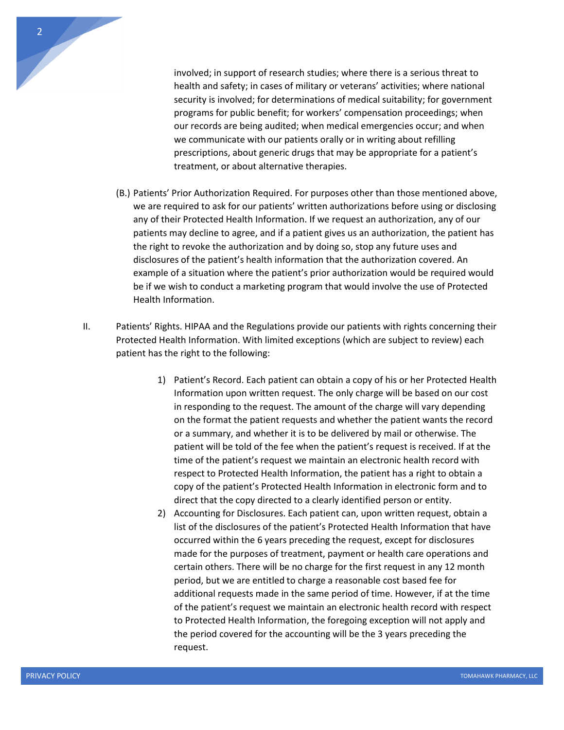involved; in support of research studies; where there is a serious threat to health and safety; in cases of military or veterans' activities; where national security is involved; for determinations of medical suitability; for government programs for public benefit; for workers' compensation proceedings; when our records are being audited; when medical emergencies occur; and when we communicate with our patients orally or in writing about refilling prescriptions, about generic drugs that may be appropriate for a patient's treatment, or about alternative therapies.

(B.) Patients' Prior Authorization Required. For purposes other than those mentioned above, we are required to ask for our patients' written authorizations before using or disclosing any of their Protected Health Information. If we request an authorization, any of our patients may decline to agree, and if a patient gives us an authorization, the patient has the right to revoke the authorization and by doing so, stop any future uses and disclosures of the patient's health information that the authorization covered. An example of a situation where the patient's prior authorization would be required would be if we wish to conduct a marketing program that would involve the use of Protected Health Information.

II. Patients' Rights. HIPAA and the Regulations provide our patients with rights concerning their Protected Health Information. With limited exceptions (which are subject to review) each patient has the right to the following:

1) Patient's Record. Each patient can obtain a copy of his or her Protected Health Information upon written request. The only charge will be based on our cost in responding to the request. The amount of the charge will vary depending on the format the patient requests and whether the patient wants the record or a summary, and whether it is to be delivered by mail or otherwise. The patient will be told of the fee when the patient's request is received. If at the time of the patient's request we maintain an electronic health record with respect to Protected Health Information, the patient has a right to obtain a copy of the patient's Protected Health Information in electronic form and to direct that the copy directed to a clearly identified person or entity.
2) Accounting for Disclosures. Each patient can, upon written request, obtain a list of the disclosures of the patient's Protected Health Information that have occurred within the 6 years preceding the request, except for disclosures made for the purposes of treatment, payment or health care operations and certain others. There will be no charge for the first request in any 12 month period, but we are entitled to charge a reasonable cost based fee for additional requests made in the same period of time. However, if at the time of the patient's request we maintain an electronic health record with respect to Protected Health Information, the foregoing exception will not apply and the period covered for the accounting will be the 3 years preceding the request.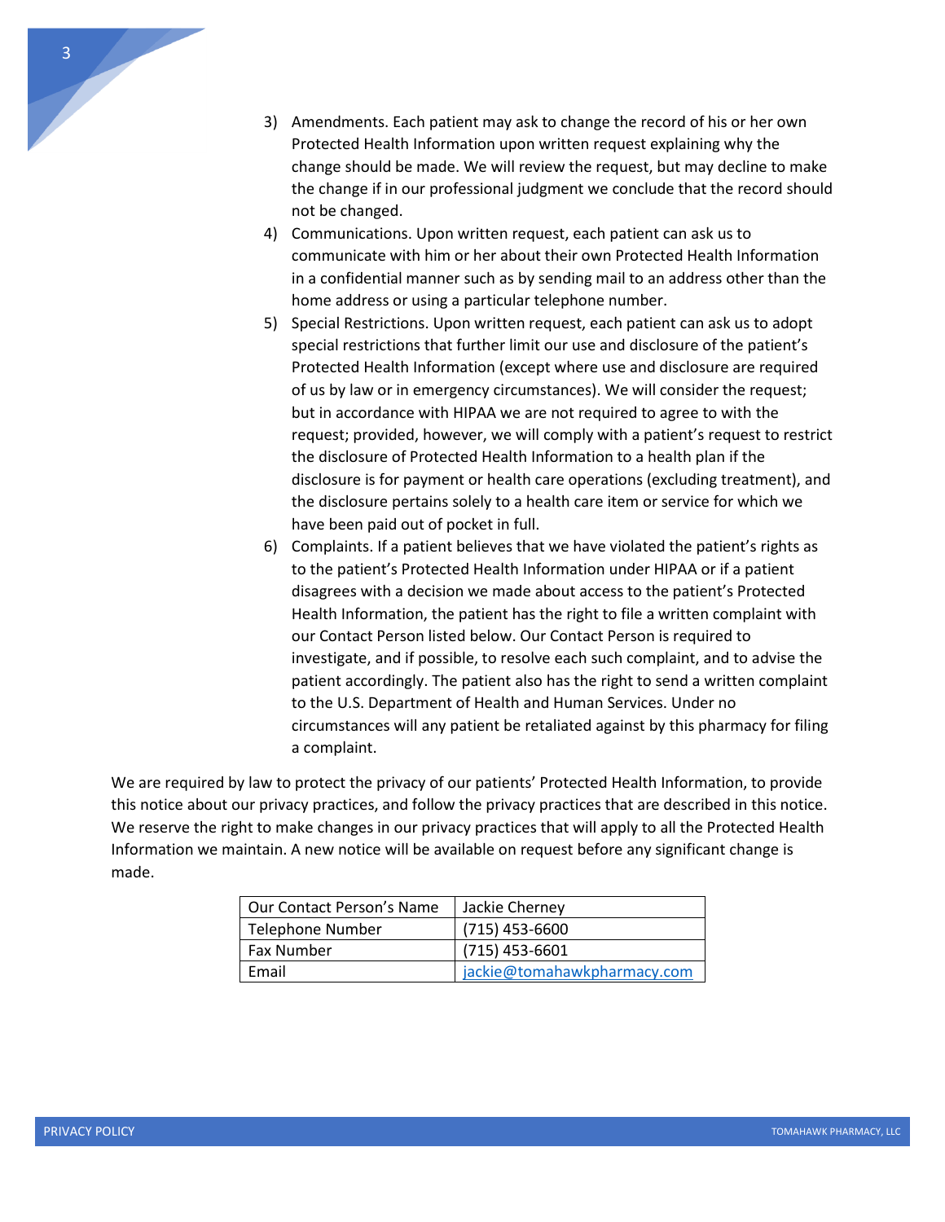3) Amendments. Each patient may ask to change the record of his or her own Protected Health Information upon written request explaining why the change should be made. We will review the request, but may decline to make the change if in our professional judgment we conclude that the record should not be changed.
4) Communications. Upon written request, each patient can ask us to communicate with him or her about their own Protected Health Information in a confidential manner such as by sending mail to an address other than the home address or using a particular telephone number.
5) Special Restrictions. Upon written request, each patient can ask us to adopt special restrictions that further limit our use and disclosure of the patient's Protected Health Information (except where use and disclosure are required of us by law or in emergency circumstances). We will consider the request; but in accordance with HIPAA we are not required to agree to with the request; provided, however, we will comply with a patient's request to restrict the disclosure of Protected Health Information to a health plan if the disclosure is for payment or health care operations (excluding treatment), and the disclosure pertains solely to a health care item or service for which we have been paid out of pocket in full.
6) Complaints. If a patient believes that we have violated the patient's rights as to the patient's Protected Health Information under HIPAA or if a patient disagrees with a decision we made about access to the patient's Protected Health Information, the patient has the right to file a written complaint with our Contact Person listed below. Our Contact Person is required to investigate, and if possible, to resolve each such complaint, and to advise the patient accordingly. The patient also has the right to send a written complaint to the U.S. Department of Health and Human Services. Under no circumstances will any patient be retaliated against by this pharmacy for filing a complaint.

We are required by law to protect the privacy of our patients' Protected Health Information, to provide this notice about our privacy practices, and follow the privacy practices that are described in this notice. We reserve the right to make changes in our privacy practices that will apply to all the Protected Health Information we maintain. A new notice will be available on request before any significant change is made.

| | |
|---|---|
| Our Contact Person's Name | Jackie Cherney |
| Telephone Number | (715) 453-6600 |
| Fax Number | (715) 453-6601 |
| Email | jackie@tomahawkpharmacy.com |